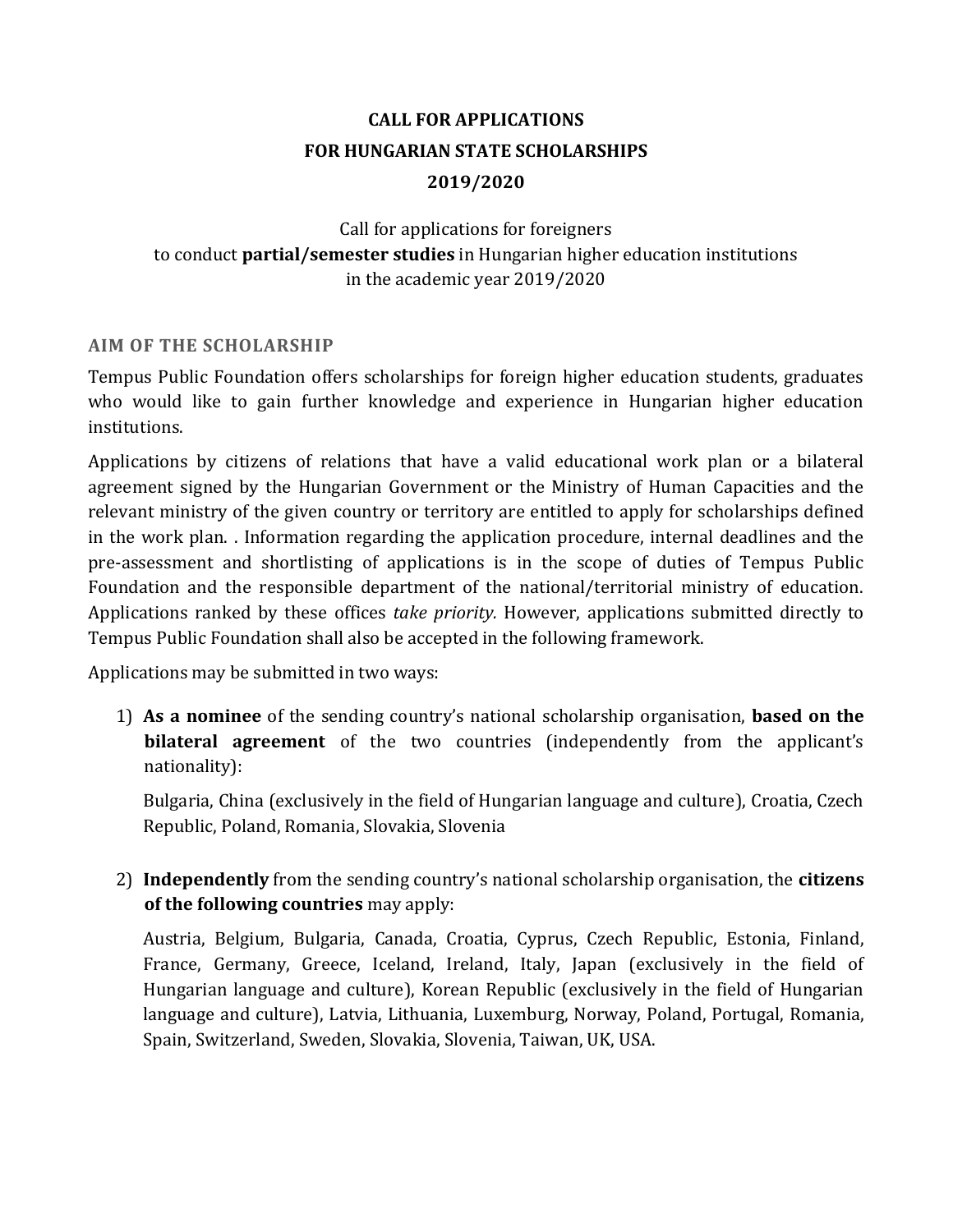# CALL FOR APPLICATIONS
# FOR HUNGARIAN STATE SCHOLARSHIPS
# 2019/2020

Call for applications for foreigners
to conduct **partial/semester studies** in Hungarian higher education institutions
in the academic year 2019/2020

## AIM OF THE SCHOLARSHIP

Tempus Public Foundation offers scholarships for foreign higher education students, graduates who would like to gain further knowledge and experience in Hungarian higher education institutions.

Applications by citizens of relations that have a valid educational work plan or a bilateral agreement signed by the Hungarian Government or the Ministry of Human Capacities and the relevant ministry of the given country or territory are entitled to apply for scholarships defined in the work plan. . Information regarding the application procedure, internal deadlines and the pre-assessment and shortlisting of applications is in the scope of duties of Tempus Public Foundation and the responsible department of the national/territorial ministry of education. Applications ranked by these offices *take priority.* However, applications submitted directly to Tempus Public Foundation shall also be accepted in the following framework.

Applications may be submitted in two ways:

1) **As a nominee** of the sending country's national scholarship organisation, **based on the bilateral agreement** of the two countries (independently from the applicant's nationality):

   Bulgaria, China (exclusively in the field of Hungarian language and culture), Croatia, Czech Republic, Poland, Romania, Slovakia, Slovenia

2) **Independently** from the sending country's national scholarship organisation, the **citizens of the following countries** may apply:

   Austria, Belgium, Bulgaria, Canada, Croatia, Cyprus, Czech Republic, Estonia, Finland, France, Germany, Greece, Iceland, Ireland, Italy, Japan (exclusively in the field of Hungarian language and culture), Korean Republic (exclusively in the field of Hungarian language and culture), Latvia, Lithuania, Luxemburg, Norway, Poland, Portugal, Romania, Spain, Switzerland, Sweden, Slovakia, Slovenia, Taiwan, UK, USA.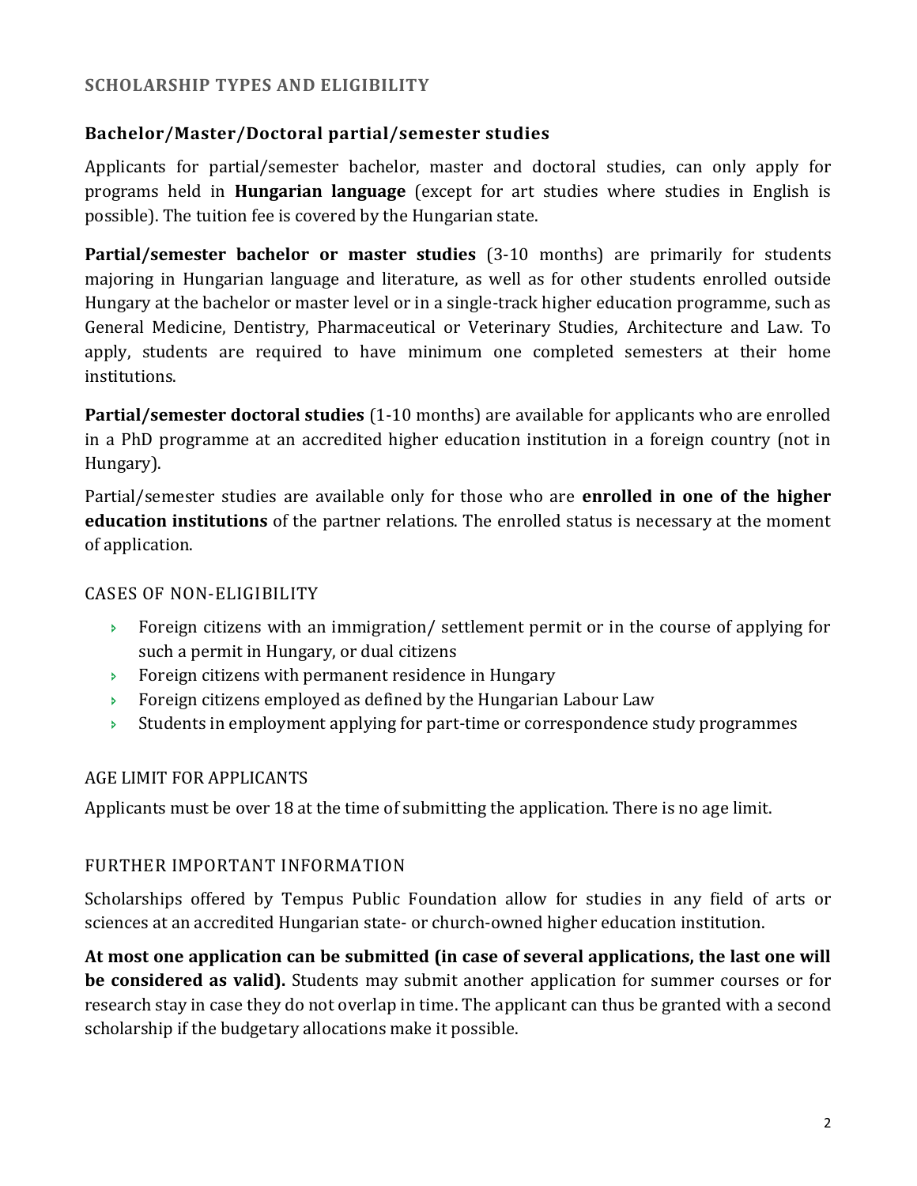## SCHOLARSHIP TYPES AND ELIGIBILITY

### Bachelor/Master/Doctoral partial/semester studies

Applicants for partial/semester bachelor, master and doctoral studies, can only apply for programs held in **Hungarian language** (except for art studies where studies in English is possible). The tuition fee is covered by the Hungarian state.

**Partial/semester bachelor or master studies** (3-10 months) are primarily for students majoring in Hungarian language and literature, as well as for other students enrolled outside Hungary at the bachelor or master level or in a single-track higher education programme, such as General Medicine, Dentistry, Pharmaceutical or Veterinary Studies, Architecture and Law. To apply, students are required to have minimum one completed semesters at their home institutions.

**Partial/semester doctoral studies** (1-10 months) are available for applicants who are enrolled in a PhD programme at an accredited higher education institution in a foreign country (not in Hungary).

Partial/semester studies are available only for those who are **enrolled in one of the higher education institutions** of the partner relations. The enrolled status is necessary at the moment of application.

#### CASES OF NON-ELIGIBILITY

- Foreign citizens with an immigration/ settlement permit or in the course of applying for such a permit in Hungary, or dual citizens
- Foreign citizens with permanent residence in Hungary
- Foreign citizens employed as defined by the Hungarian Labour Law
- Students in employment applying for part-time or correspondence study programmes

#### AGE LIMIT FOR APPLICANTS

Applicants must be over 18 at the time of submitting the application. There is no age limit.

#### FURTHER IMPORTANT INFORMATION

Scholarships offered by Tempus Public Foundation allow for studies in any field of arts or sciences at an accredited Hungarian state- or church-owned higher education institution.

**At most one application can be submitted (in case of several applications, the last one will be considered as valid).** Students may submit another application for summer courses or for research stay in case they do not overlap in time. The applicant can thus be granted with a second scholarship if the budgetary allocations make it possible.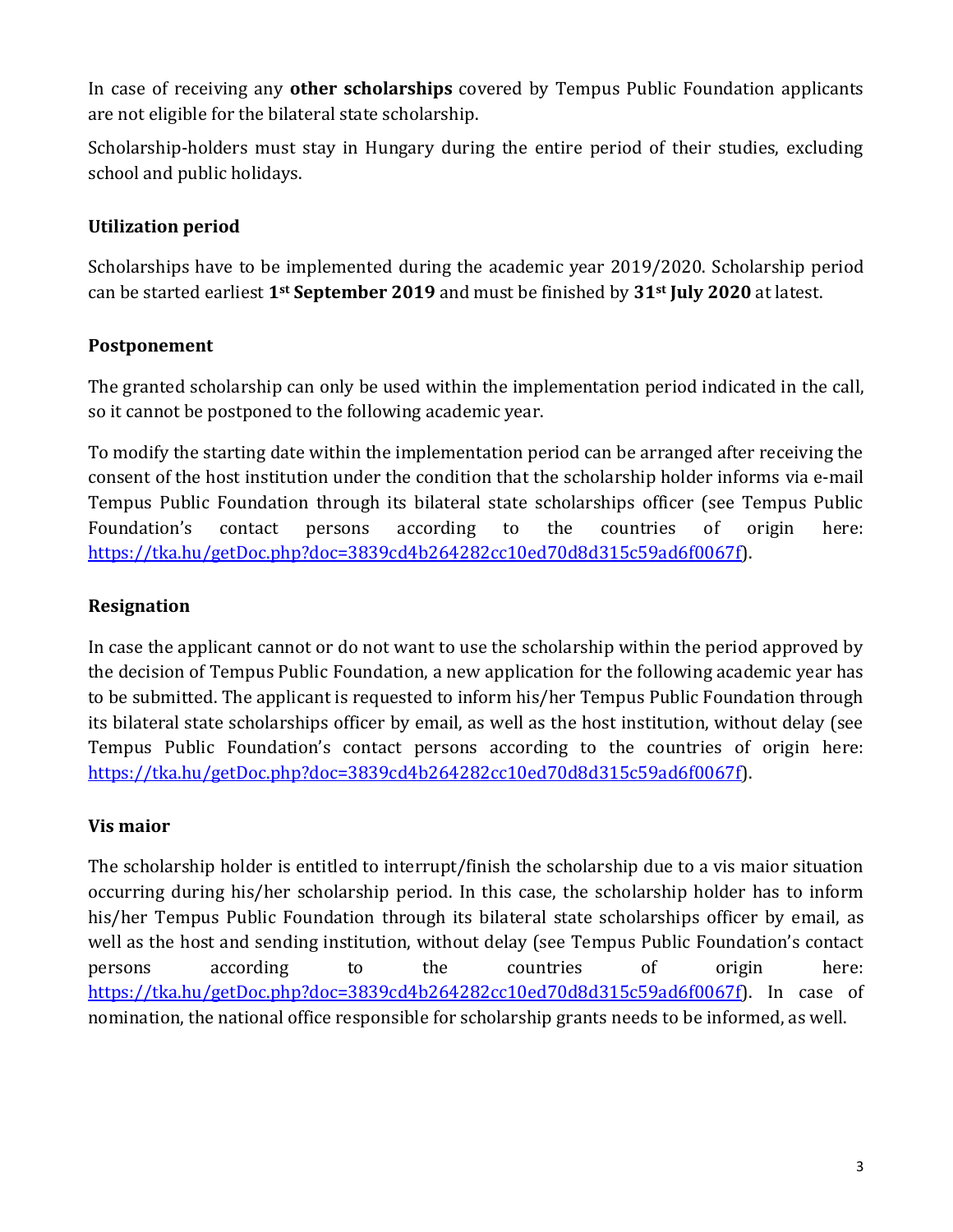In case of receiving any **other scholarships** covered by Tempus Public Foundation applicants are not eligible for the bilateral state scholarship.

Scholarship-holders must stay in Hungary during the entire period of their studies, excluding school and public holidays.

### Utilization period

Scholarships have to be implemented during the academic year 2019/2020. Scholarship period can be started earliest **1st September 2019** and must be finished by **31st July 2020** at latest.

### Postponement

The granted scholarship can only be used within the implementation period indicated in the call, so it cannot be postponed to the following academic year.

To modify the starting date within the implementation period can be arranged after receiving the consent of the host institution under the condition that the scholarship holder informs via e-mail Tempus Public Foundation through its bilateral state scholarships officer (see Tempus Public Foundation's contact persons according to the countries of origin here: [https://tka.hu/getDoc.php?doc=3839cd4b264282cc10ed70d8d315c59ad6f0067f](https://tka.hu/getDoc.php?doc=3839cd4b264282cc10ed70d8d315c59ad6f0067f)).

### Resignation

In case the applicant cannot or do not want to use the scholarship within the period approved by the decision of Tempus Public Foundation, a new application for the following academic year has to be submitted. The applicant is requested to inform his/her Tempus Public Foundation through its bilateral state scholarships officer by email, as well as the host institution, without delay (see Tempus Public Foundation's contact persons according to the countries of origin here: [https://tka.hu/getDoc.php?doc=3839cd4b264282cc10ed70d8d315c59ad6f0067f](https://tka.hu/getDoc.php?doc=3839cd4b264282cc10ed70d8d315c59ad6f0067f)).

### Vis maior

The scholarship holder is entitled to interrupt/finish the scholarship due to a vis maior situation occurring during his/her scholarship period. In this case, the scholarship holder has to inform his/her Tempus Public Foundation through its bilateral state scholarships officer by email, as well as the host and sending institution, without delay (see Tempus Public Foundation's contact persons according to the countries of origin here: [https://tka.hu/getDoc.php?doc=3839cd4b264282cc10ed70d8d315c59ad6f0067f](https://tka.hu/getDoc.php?doc=3839cd4b264282cc10ed70d8d315c59ad6f0067f)). In case of nomination, the national office responsible for scholarship grants needs to be informed, as well.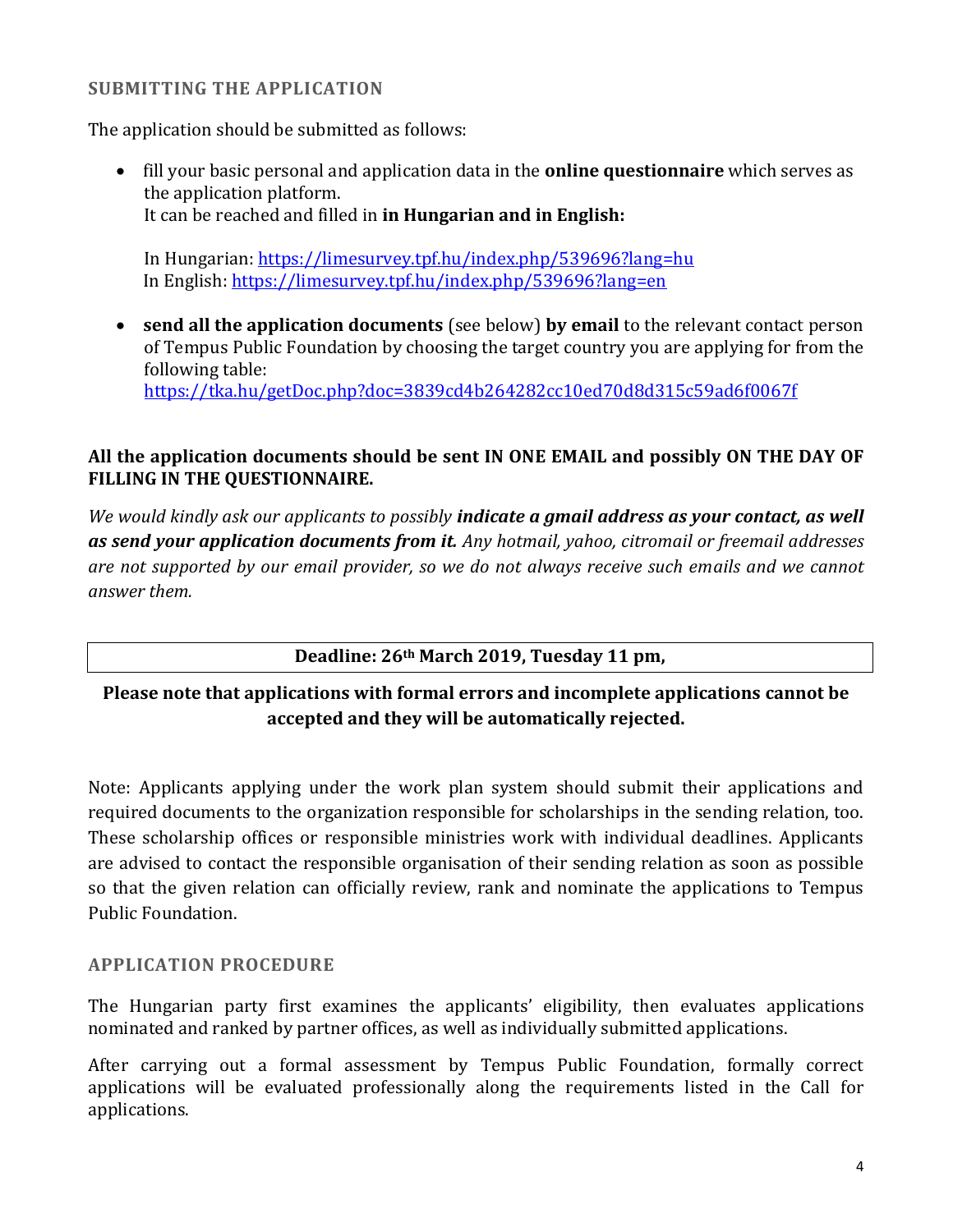## SUBMITTING THE APPLICATION

The application should be submitted as follows:

- fill your basic personal and application data in the **online questionnaire** which serves as the application platform.
  It can be reached and filled in **in Hungarian and in English:**

  In Hungarian: https://limesurvey.tpf.hu/index.php/539696?lang=hu
  In English: https://limesurvey.tpf.hu/index.php/539696?lang=en

- **send all the application documents** (see below) **by email** to the relevant contact person of Tempus Public Foundation by choosing the target country you are applying for from the following table:
  https://tka.hu/getDoc.php?doc=3839cd4b264282cc10ed70d8d315c59ad6f0067f

**All the application documents should be sent IN ONE EMAIL and possibly ON THE DAY OF FILLING IN THE QUESTIONNAIRE.**

*We would kindly ask our applicants to possibly **indicate a gmail address as your contact, as well as send your application documents from it.** Any hotmail, yahoo, citromail or freemail addresses are not supported by our email provider, so we do not always receive such emails and we cannot answer them.*

| **Deadline: 26th March 2019, Tuesday 11 pm,** |
|---|

**Please note that applications with formal errors and incomplete applications cannot be accepted and they will be automatically rejected.**

Note: Applicants applying under the work plan system should submit their applications and required documents to the organization responsible for scholarships in the sending relation, too. These scholarship offices or responsible ministries work with individual deadlines. Applicants are advised to contact the responsible organisation of their sending relation as soon as possible so that the given relation can officially review, rank and nominate the applications to Tempus Public Foundation.

## APPLICATION PROCEDURE

The Hungarian party first examines the applicants' eligibility, then evaluates applications nominated and ranked by partner offices, as well as individually submitted applications.

After carrying out a formal assessment by Tempus Public Foundation, formally correct applications will be evaluated professionally along the requirements listed in the Call for applications.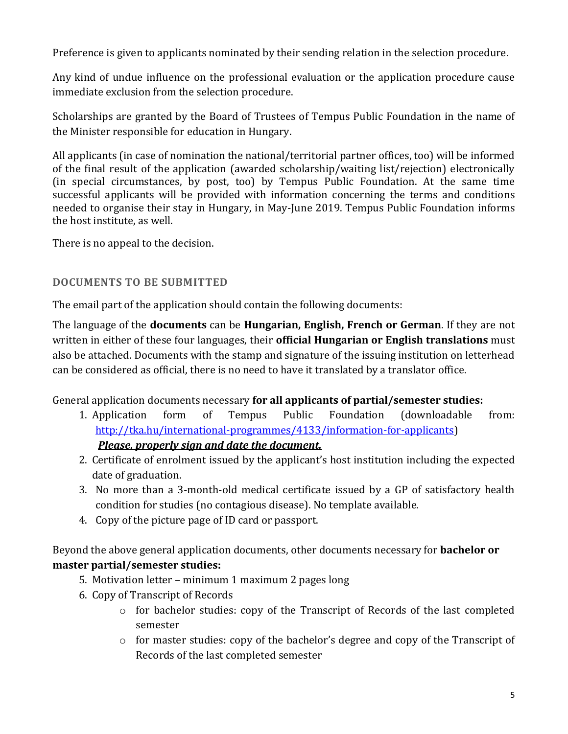Preference is given to applicants nominated by their sending relation in the selection procedure.

Any kind of undue influence on the professional evaluation or the application procedure cause immediate exclusion from the selection procedure.

Scholarships are granted by the Board of Trustees of Tempus Public Foundation in the name of the Minister responsible for education in Hungary.

All applicants (in case of nomination the national/territorial partner offices, too) will be informed of the final result of the application (awarded scholarship/waiting list/rejection) electronically (in special circumstances, by post, too) by Tempus Public Foundation. At the same time successful applicants will be provided with information concerning the terms and conditions needed to organise their stay in Hungary, in May-June 2019. Tempus Public Foundation informs the host institute, as well.

There is no appeal to the decision.

## DOCUMENTS TO BE SUBMITTED

The email part of the application should contain the following documents:

The language of the **documents** can be **Hungarian, English, French or German**. If they are not written in either of these four languages, their **official Hungarian or English translations** must also be attached. Documents with the stamp and signature of the issuing institution on letterhead can be considered as official, there is no need to have it translated by a translator office.

General application documents necessary **for all applicants of partial/semester studies:**

1. Application form of Tempus Public Foundation (downloadable from: http://tka.hu/international-programmes/4133/information-for-applicants)
   ***Please, properly sign and date the document.***
2. Certificate of enrolment issued by the applicant's host institution including the expected date of graduation.
3. No more than a 3-month-old medical certificate issued by a GP of satisfactory health condition for studies (no contagious disease). No template available.
4. Copy of the picture page of ID card or passport.

Beyond the above general application documents, other documents necessary for **bachelor or master partial/semester studies:**

5. Motivation letter – minimum 1 maximum 2 pages long
6. Copy of Transcript of Records
   - for bachelor studies: copy of the Transcript of Records of the last completed semester
   - for master studies: copy of the bachelor's degree and copy of the Transcript of Records of the last completed semester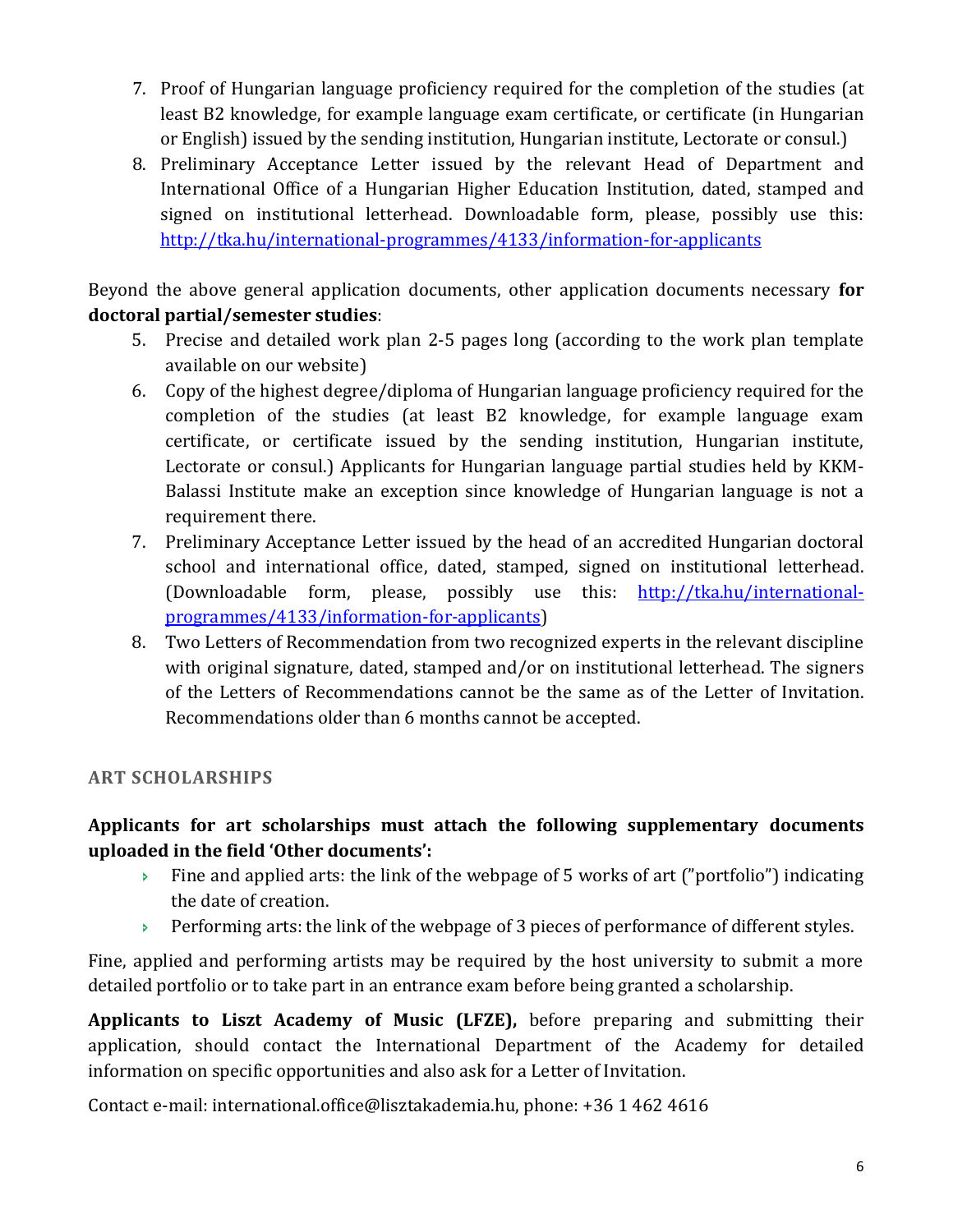7. Proof of Hungarian language proficiency required for the completion of the studies (at least B2 knowledge, for example language exam certificate, or certificate (in Hungarian or English) issued by the sending institution, Hungarian institute, Lectorate or consul.)
8. Preliminary Acceptance Letter issued by the relevant Head of Department and International Office of a Hungarian Higher Education Institution, dated, stamped and signed on institutional letterhead. Downloadable form, please, possibly use this: [http://tka.hu/international-programmes/4133/information-for-applicants](http://tka.hu/international-programmes/4133/information-for-applicants)

Beyond the above general application documents, other application documents necessary **for doctoral partial/semester studies**:

5. Precise and detailed work plan 2-5 pages long (according to the work plan template available on our website)
6. Copy of the highest degree/diploma of Hungarian language proficiency required for the completion of the studies (at least B2 knowledge, for example language exam certificate, or certificate issued by the sending institution, Hungarian institute, Lectorate or consul.) Applicants for Hungarian language partial studies held by KKM-Balassi Institute make an exception since knowledge of Hungarian language is not a requirement there.
7. Preliminary Acceptance Letter issued by the head of an accredited Hungarian doctoral school and international office, dated, stamped, signed on institutional letterhead. (Downloadable form, please, possibly use this: [http://tka.hu/international-programmes/4133/information-for-applicants](http://tka.hu/international-programmes/4133/information-for-applicants))
8. Two Letters of Recommendation from two recognized experts in the relevant discipline with original signature, dated, stamped and/or on institutional letterhead. The signers of the Letters of Recommendations cannot be the same as of the Letter of Invitation. Recommendations older than 6 months cannot be accepted.

## ART SCHOLARSHIPS

**Applicants for art scholarships must attach the following supplementary documents uploaded in the field 'Other documents':**

- Fine and applied arts: the link of the webpage of 5 works of art ("portfolio") indicating the date of creation.
- Performing arts: the link of the webpage of 3 pieces of performance of different styles.

Fine, applied and performing artists may be required by the host university to submit a more detailed portfolio or to take part in an entrance exam before being granted a scholarship.

**Applicants to Liszt Academy of Music (LFZE),** before preparing and submitting their application, should contact the International Department of the Academy for detailed information on specific opportunities and also ask for a Letter of Invitation.

Contact e-mail: international.office@lisztakademia.hu, phone: +36 1 462 4616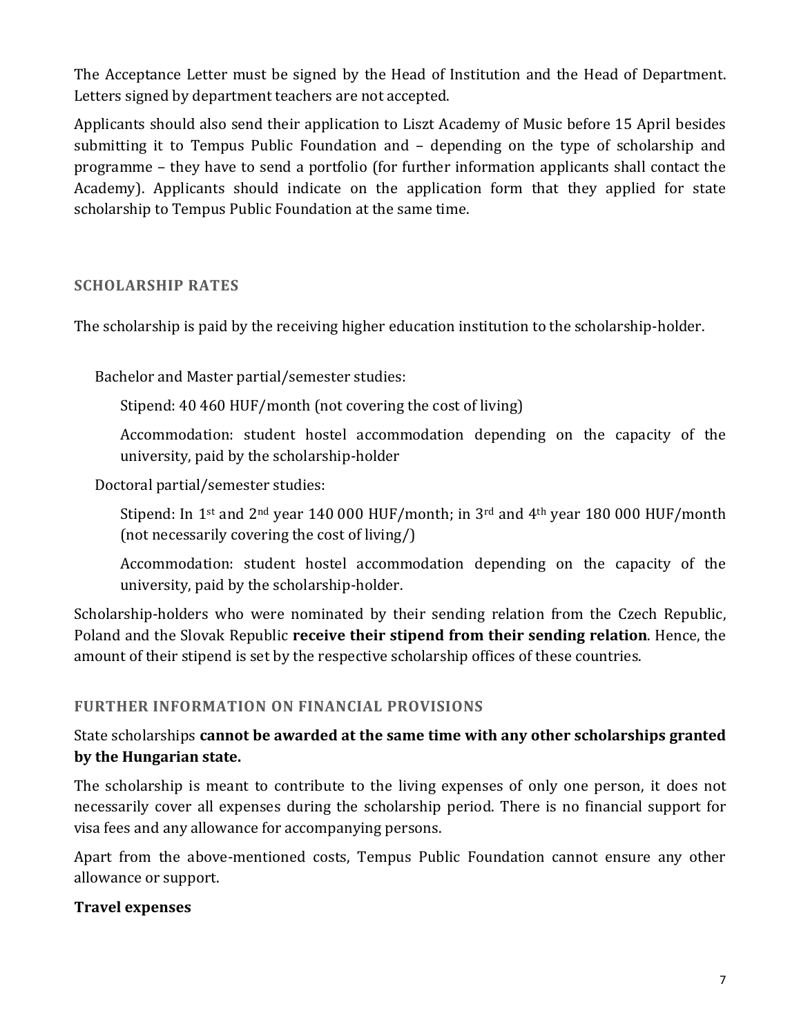The Acceptance Letter must be signed by the Head of Institution and the Head of Department. Letters signed by department teachers are not accepted.

Applicants should also send their application to Liszt Academy of Music before 15 April besides submitting it to Tempus Public Foundation and – depending on the type of scholarship and programme – they have to send a portfolio (for further information applicants shall contact the Academy). Applicants should indicate on the application form that they applied for state scholarship to Tempus Public Foundation at the same time.

## SCHOLARSHIP RATES

The scholarship is paid by the receiving higher education institution to the scholarship-holder.

Bachelor and Master partial/semester studies:

Stipend: 40 460 HUF/month (not covering the cost of living)

Accommodation: student hostel accommodation depending on the capacity of the university, paid by the scholarship-holder

Doctoral partial/semester studies:

Stipend: In 1st and 2nd year 140 000 HUF/month; in 3rd and 4th year 180 000 HUF/month (not necessarily covering the cost of living/)

Accommodation: student hostel accommodation depending on the capacity of the university, paid by the scholarship-holder.

Scholarship-holders who were nominated by their sending relation from the Czech Republic, Poland and the Slovak Republic **receive their stipend from their sending relation**. Hence, the amount of their stipend is set by the respective scholarship offices of these countries.

## FURTHER INFORMATION ON FINANCIAL PROVISIONS

State scholarships **cannot be awarded at the same time with any other scholarships granted by the Hungarian state.**

The scholarship is meant to contribute to the living expenses of only one person, it does not necessarily cover all expenses during the scholarship period. There is no financial support for visa fees and any allowance for accompanying persons.

Apart from the above-mentioned costs, Tempus Public Foundation cannot ensure any other allowance or support.

**Travel expenses**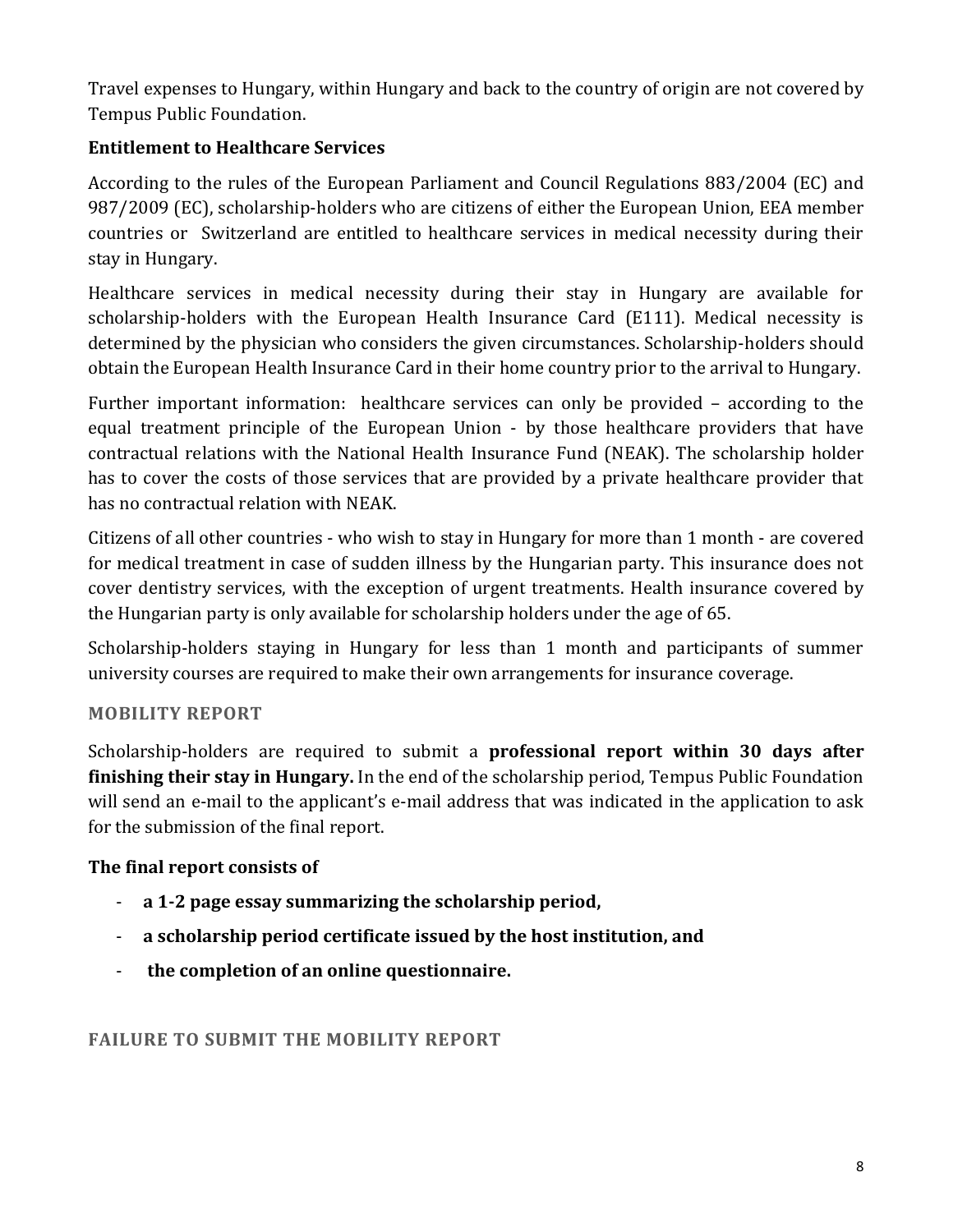Travel expenses to Hungary, within Hungary and back to the country of origin are not covered by Tempus Public Foundation.

### Entitlement to Healthcare Services

According to the rules of the European Parliament and Council Regulations 883/2004 (EC) and 987/2009 (EC), scholarship-holders who are citizens of either the European Union, EEA member countries or Switzerland are entitled to healthcare services in medical necessity during their stay in Hungary.

Healthcare services in medical necessity during their stay in Hungary are available for scholarship-holders with the European Health Insurance Card (E111). Medical necessity is determined by the physician who considers the given circumstances. Scholarship-holders should obtain the European Health Insurance Card in their home country prior to the arrival to Hungary.

Further important information: healthcare services can only be provided – according to the equal treatment principle of the European Union - by those healthcare providers that have contractual relations with the National Health Insurance Fund (NEAK). The scholarship holder has to cover the costs of those services that are provided by a private healthcare provider that has no contractual relation with NEAK.

Citizens of all other countries - who wish to stay in Hungary for more than 1 month - are covered for medical treatment in case of sudden illness by the Hungarian party. This insurance does not cover dentistry services, with the exception of urgent treatments. Health insurance covered by the Hungarian party is only available for scholarship holders under the age of 65.

Scholarship-holders staying in Hungary for less than 1 month and participants of summer university courses are required to make their own arrangements for insurance coverage.

## MOBILITY REPORT

Scholarship-holders are required to submit a **professional report within 30 days after finishing their stay in Hungary.** In the end of the scholarship period, Tempus Public Foundation will send an e-mail to the applicant's e-mail address that was indicated in the application to ask for the submission of the final report.

**The final report consists of**

- **a 1-2 page essay summarizing the scholarship period,**
- **a scholarship period certificate issued by the host institution, and**
- **the completion of an online questionnaire.**

## FAILURE TO SUBMIT THE MOBILITY REPORT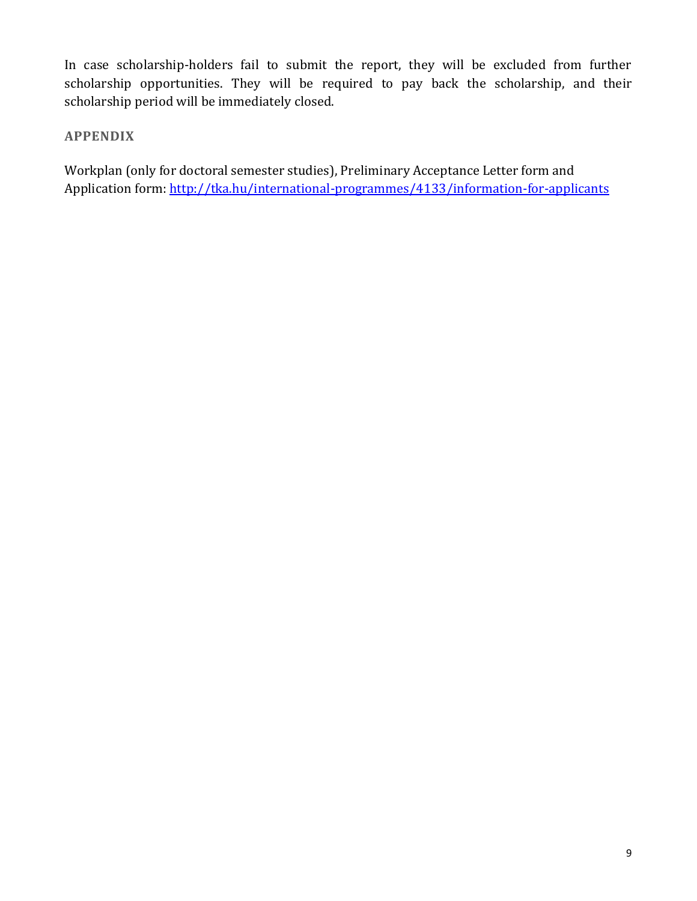In case scholarship-holders fail to submit the report, they will be excluded from further scholarship opportunities. They will be required to pay back the scholarship, and their scholarship period will be immediately closed.

## APPENDIX

Workplan (only for doctoral semester studies), Preliminary Acceptance Letter form and Application form: [http://tka.hu/international-programmes/4133/information-for-applicants](http://tka.hu/international-programmes/4133/information-for-applicants)